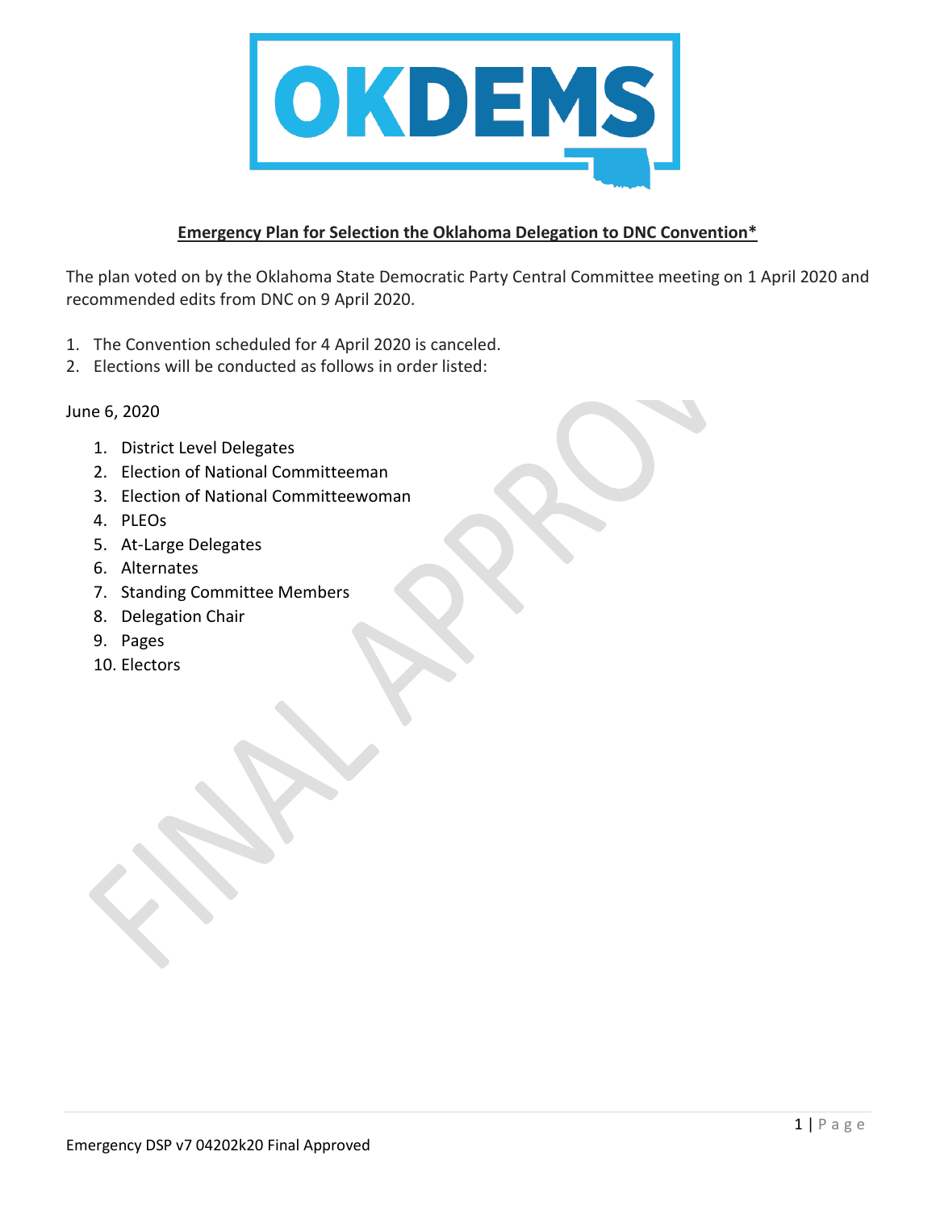OKDEMS

**Emergency Plan for Selection the Oklahoma Delegation to DNC Convention***

The plan voted on by the Oklahoma State Democratic Party Central Committee meeting on 1 April 2020 and recommended edits from DNC on 9 April 2020.

1. The Convention scheduled for 4 April 2020 is canceled.
2. Elections will be conducted as follows in order listed:

June 6, 2020

1. District Level Delegates
2. Election of National Committeeman
3. Election of National Committeewoman
4. PLEOs
5. At-Large Delegates
6. Alternates
7. Standing Committee Members
8. Delegation Chair
9. Pages
10. Electors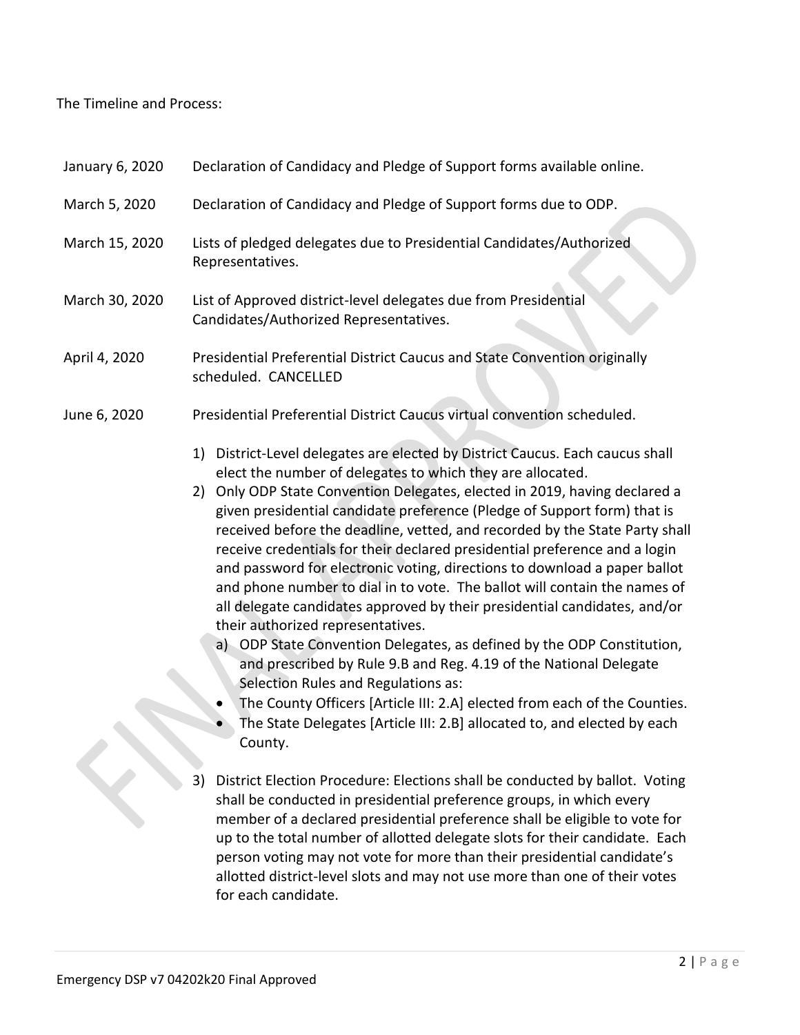The Timeline and Process:

| | |
|---|---|
| January 6, 2020 | Declaration of Candidacy and Pledge of Support forms available online. |
| March 5, 2020 | Declaration of Candidacy and Pledge of Support forms due to ODP. |
| March 15, 2020 | Lists of pledged delegates due to Presidential Candidates/Authorized Representatives. |
| March 30, 2020 | List of Approved district-level delegates due from Presidential Candidates/Authorized Representatives. |
| April 4, 2020 | Presidential Preferential District Caucus and State Convention originally scheduled. CANCELLED |
| June 6, 2020 | Presidential Preferential District Caucus virtual convention scheduled. |

1) District-Level delegates are elected by District Caucus. Each caucus shall elect the number of delegates to which they are allocated.
2) Only ODP State Convention Delegates, elected in 2019, having declared a given presidential candidate preference (Pledge of Support form) that is received before the deadline, vetted, and recorded by the State Party shall receive credentials for their declared presidential preference and a login and password for electronic voting, directions to download a paper ballot and phone number to dial in to vote. The ballot will contain the names of all delegate candidates approved by their presidential candidates, and/or their authorized representatives.
   a) ODP State Convention Delegates, as defined by the ODP Constitution, and prescribed by Rule 9.B and Reg. 4.19 of the National Delegate Selection Rules and Regulations as:
   - The County Officers [Article III: 2.A] elected from each of the Counties.
   - The State Delegates [Article III: 2.B] allocated to, and elected by each County.
3) District Election Procedure: Elections shall be conducted by ballot. Voting shall be conducted in presidential preference groups, in which every member of a declared presidential preference shall be eligible to vote for up to the total number of allotted delegate slots for their candidate. Each person voting may not vote for more than their presidential candidate's allotted district-level slots and may not use more than one of their votes for each candidate.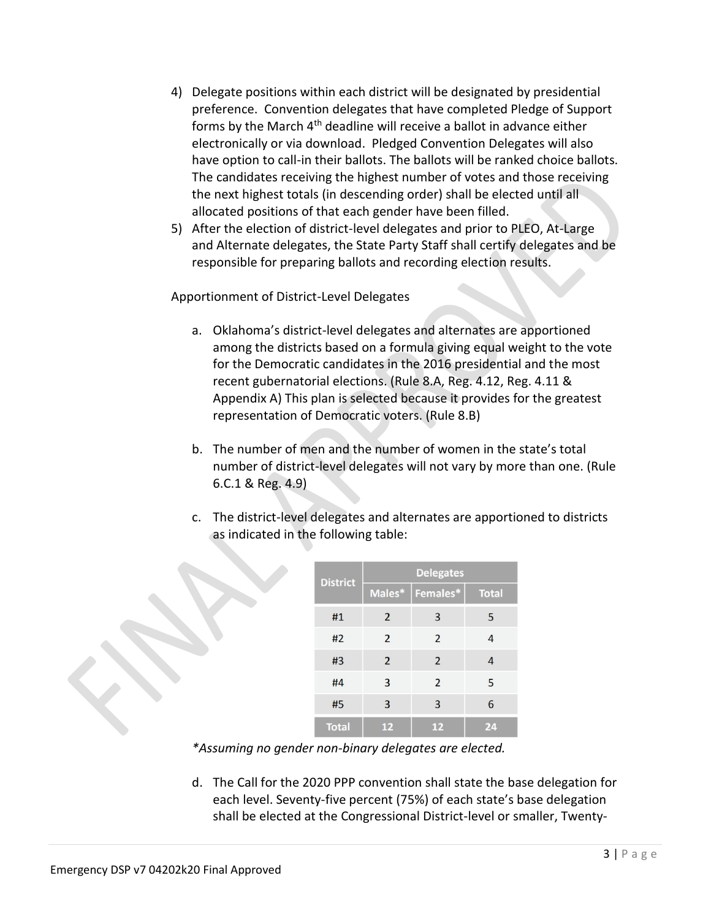4) Delegate positions within each district will be designated by presidential preference. Convention delegates that have completed Pledge of Support forms by the March 4th deadline will receive a ballot in advance either electronically or via download. Pledged Convention Delegates will also have option to call-in their ballots. The ballots will be ranked choice ballots. The candidates receiving the highest number of votes and those receiving the next highest totals (in descending order) shall be elected until all allocated positions of that each gender have been filled.
5) After the election of district-level delegates and prior to PLEO, At-Large and Alternate delegates, the State Party Staff shall certify delegates and be responsible for preparing ballots and recording election results.

Apportionment of District-Level Delegates

a. Oklahoma's district-level delegates and alternates are apportioned among the districts based on a formula giving equal weight to the vote for the Democratic candidates in the 2016 presidential and the most recent gubernatorial elections. (Rule 8.A, Reg. 4.12, Reg. 4.11 & Appendix A) This plan is selected because it provides for the greatest representation of Democratic voters. (Rule 8.B)

b. The number of men and the number of women in the state's total number of district-level delegates will not vary by more than one. (Rule 6.C.1 & Reg. 4.9)

c. The district-level delegates and alternates are apportioned to districts as indicated in the following table:

| District | Delegates | | |
|---|---|---|---|
| | Males* | Females* | Total |
| #1 | 2 | 3 | 5 |
| #2 | 2 | 2 | 4 |
| #3 | 2 | 2 | 4 |
| #4 | 3 | 2 | 5 |
| #5 | 3 | 3 | 6 |
| Total | 12 | 12 | 24 |

*Assuming no gender non-binary delegates are elected.*

d. The Call for the 2020 PPP convention shall state the base delegation for each level. Seventy-five percent (75%) of each state's base delegation shall be elected at the Congressional District-level or smaller, Twenty-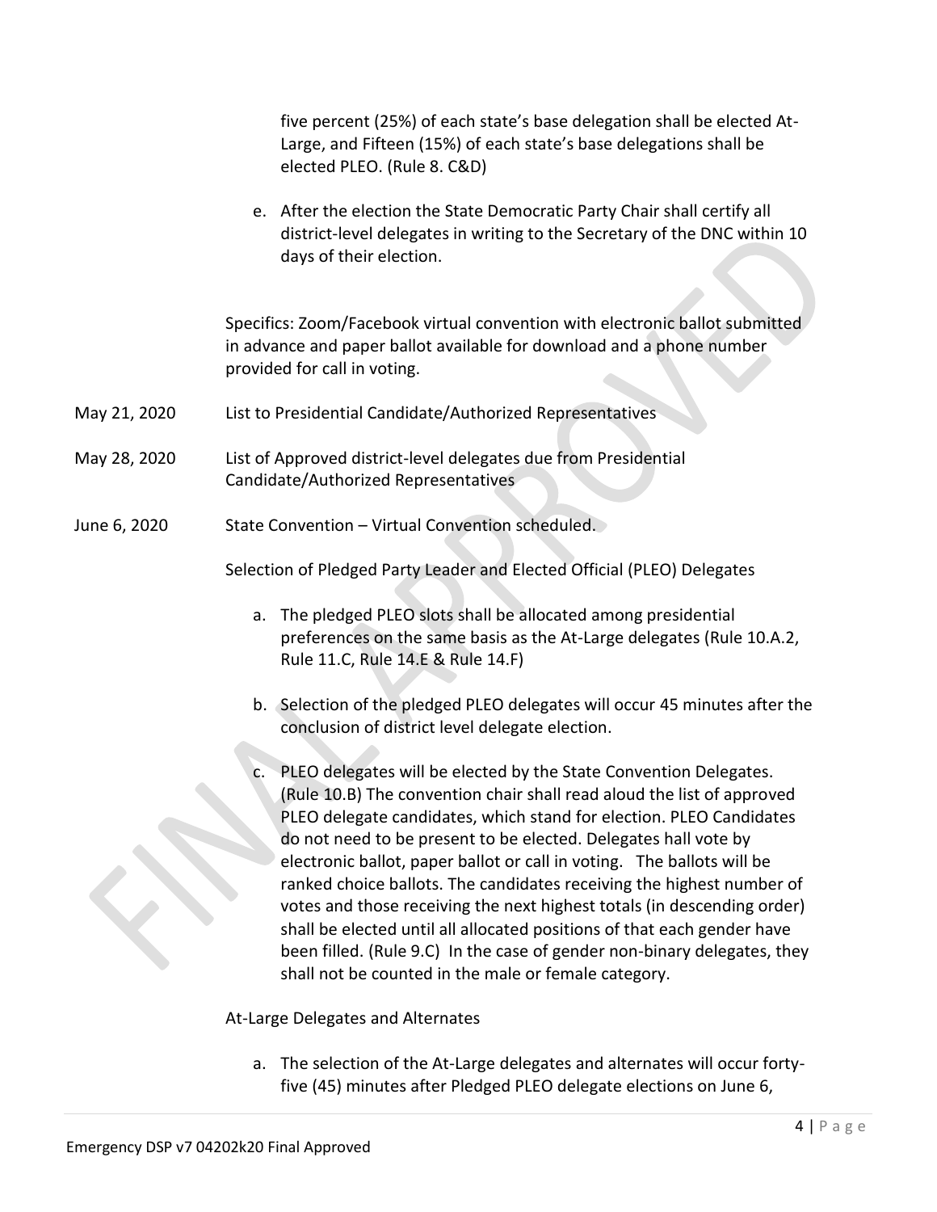five percent (25%) of each state's base delegation shall be elected At-Large, and Fifteen (15%) of each state's base delegations shall be elected PLEO. (Rule 8. C&D)

e. After the election the State Democratic Party Chair shall certify all district-level delegates in writing to the Secretary of the DNC within 10 days of their election.

Specifics: Zoom/Facebook virtual convention with electronic ballot submitted in advance and paper ballot available for download and a phone number provided for call in voting.

May 21, 2020 List to Presidential Candidate/Authorized Representatives

May 28, 2020 List of Approved district-level delegates due from Presidential Candidate/Authorized Representatives

June 6, 2020 State Convention – Virtual Convention scheduled.

Selection of Pledged Party Leader and Elected Official (PLEO) Delegates

a. The pledged PLEO slots shall be allocated among presidential preferences on the same basis as the At-Large delegates (Rule 10.A.2, Rule 11.C, Rule 14.E & Rule 14.F)

b. Selection of the pledged PLEO delegates will occur 45 minutes after the conclusion of district level delegate election.

c. PLEO delegates will be elected by the State Convention Delegates. (Rule 10.B) The convention chair shall read aloud the list of approved PLEO delegate candidates, which stand for election. PLEO Candidates do not need to be present to be elected. Delegates hall vote by electronic ballot, paper ballot or call in voting. The ballots will be ranked choice ballots. The candidates receiving the highest number of votes and those receiving the next highest totals (in descending order) shall be elected until all allocated positions of that each gender have been filled. (Rule 9.C) In the case of gender non-binary delegates, they shall not be counted in the male or female category.

At-Large Delegates and Alternates

a. The selection of the At-Large delegates and alternates will occur forty-five (45) minutes after Pledged PLEO delegate elections on June 6,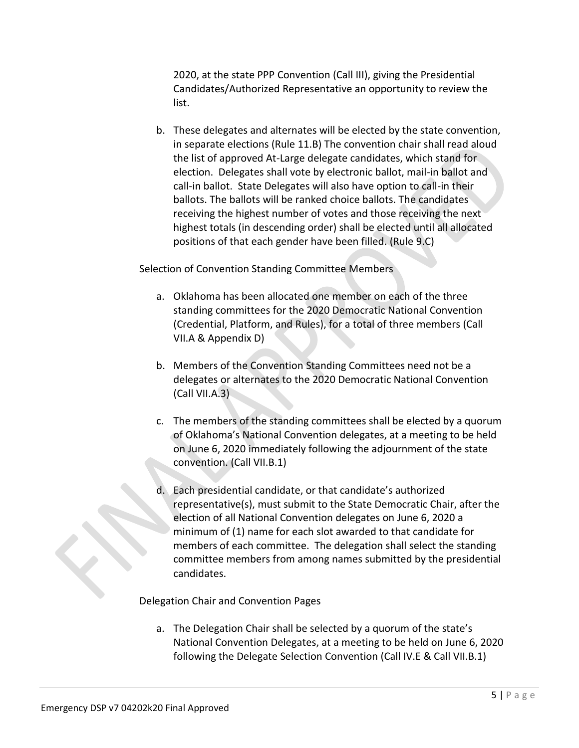2020, at the state PPP Convention (Call III), giving the Presidential Candidates/Authorized Representative an opportunity to review the list.

b. These delegates and alternates will be elected by the state convention, in separate elections (Rule 11.B) The convention chair shall read aloud the list of approved At-Large delegate candidates, which stand for election. Delegates shall vote by electronic ballot, mail-in ballot and call-in ballot. State Delegates will also have option to call-in their ballots. The ballots will be ranked choice ballots. The candidates receiving the highest number of votes and those receiving the next highest totals (in descending order) shall be elected until all allocated positions of that each gender have been filled. (Rule 9.C)

Selection of Convention Standing Committee Members

a. Oklahoma has been allocated one member on each of the three standing committees for the 2020 Democratic National Convention (Credential, Platform, and Rules), for a total of three members (Call VII.A & Appendix D)

b. Members of the Convention Standing Committees need not be a delegates or alternates to the 2020 Democratic National Convention (Call VII.A.3)

c. The members of the standing committees shall be elected by a quorum of Oklahoma's National Convention delegates, at a meeting to be held on June 6, 2020 immediately following the adjournment of the state convention. (Call VII.B.1)

d. Each presidential candidate, or that candidate's authorized representative(s), must submit to the State Democratic Chair, after the election of all National Convention delegates on June 6, 2020 a minimum of (1) name for each slot awarded to that candidate for members of each committee. The delegation shall select the standing committee members from among names submitted by the presidential candidates.

Delegation Chair and Convention Pages

a. The Delegation Chair shall be selected by a quorum of the state's National Convention Delegates, at a meeting to be held on June 6, 2020 following the Delegate Selection Convention (Call IV.E & Call VII.B.1)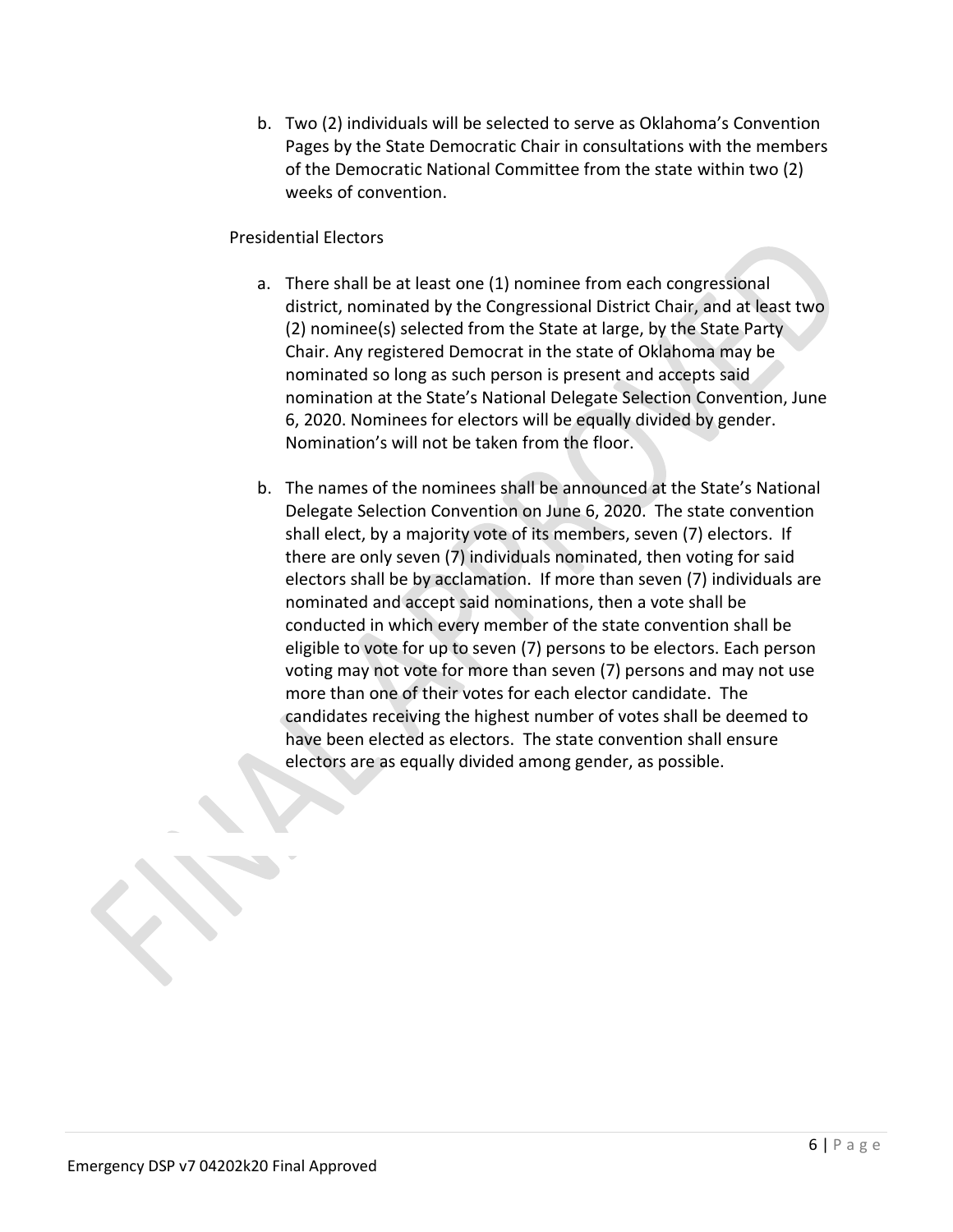b. Two (2) individuals will be selected to serve as Oklahoma's Convention Pages by the State Democratic Chair in consultations with the members of the Democratic National Committee from the state within two (2) weeks of convention.

Presidential Electors

a. There shall be at least one (1) nominee from each congressional district, nominated by the Congressional District Chair, and at least two (2) nominee(s) selected from the State at large, by the State Party Chair. Any registered Democrat in the state of Oklahoma may be nominated so long as such person is present and accepts said nomination at the State's National Delegate Selection Convention, June 6, 2020. Nominees for electors will be equally divided by gender. Nomination's will not be taken from the floor.

b. The names of the nominees shall be announced at the State's National Delegate Selection Convention on June 6, 2020. The state convention shall elect, by a majority vote of its members, seven (7) electors. If there are only seven (7) individuals nominated, then voting for said electors shall be by acclamation. If more than seven (7) individuals are nominated and accept said nominations, then a vote shall be conducted in which every member of the state convention shall be eligible to vote for up to seven (7) persons to be electors. Each person voting may not vote for more than seven (7) persons and may not use more than one of their votes for each elector candidate. The candidates receiving the highest number of votes shall be deemed to have been elected as electors. The state convention shall ensure electors are as equally divided among gender, as possible.